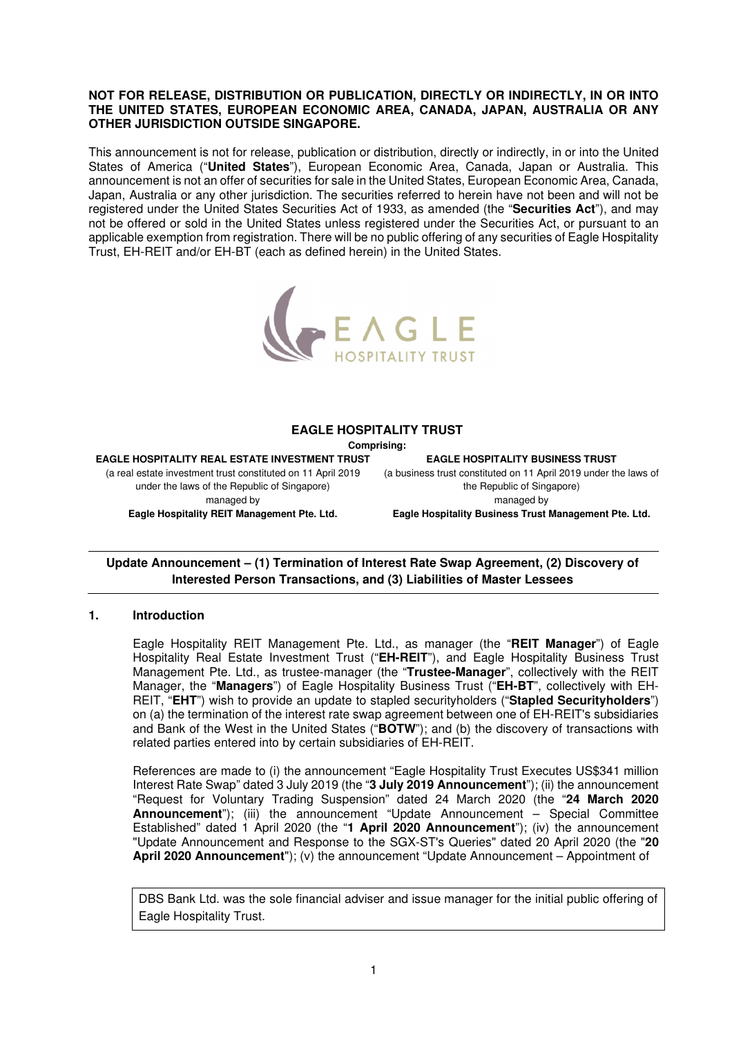**NOT FOR RELEASE, DISTRIBUTION OR PUBLICATION, DIRECTLY OR INDIRECTLY, IN OR INTO THE UNITED STATES, EUROPEAN ECONOMIC AREA, CANADA, JAPAN, AUSTRALIA OR ANY OTHER JURISDICTION OUTSIDE SINGAPORE.**

This announcement is not for release, publication or distribution, directly or indirectly, in or into the United States of America ("**United States**"), European Economic Area, Canada, Japan or Australia. This announcement is not an offer of securities for sale in the United States, European Economic Area, Canada, Japan, Australia or any other jurisdiction. The securities referred to herein have not been and will not be registered under the United States Securities Act of 1933, as amended (the "**Securities Act**"), and may not be offered or sold in the United States unless registered under the Securities Act, or pursuant to an applicable exemption from registration. There will be no public offering of any securities of Eagle Hospitality Trust, EH-REIT and/or EH-BT (each as defined herein) in the United States.

**EAGLE HOSPITALITY TRUST**

**Comprising:**

**EAGLE HOSPITALITY REAL ESTATE INVESTMENT TRUST**
(a real estate investment trust constituted on 11 April 2019 under the laws of the Republic of Singapore)
managed by
**Eagle Hospitality REIT Management Pte. Ltd.**

**EAGLE HOSPITALITY BUSINESS TRUST**
(a business trust constituted on 11 April 2019 under the laws of the Republic of Singapore)
managed by
**Eagle Hospitality Business Trust Management Pte. Ltd.**

**Update Announcement – (1) Termination of Interest Rate Swap Agreement, (2) Discovery of Interested Person Transactions, and (3) Liabilities of Master Lessees**

## 1. Introduction

Eagle Hospitality REIT Management Pte. Ltd., as manager (the "**REIT Manager**") of Eagle Hospitality Real Estate Investment Trust ("**EH-REIT**"), and Eagle Hospitality Business Trust Management Pte. Ltd., as trustee-manager (the "**Trustee-Manager**", collectively with the REIT Manager, the "**Managers**") of Eagle Hospitality Business Trust ("**EH-BT**", collectively with EH-REIT, "**EHT**") wish to provide an update to stapled securityholders ("**Stapled Securityholders**") on (a) the termination of the interest rate swap agreement between one of EH-REIT's subsidiaries and Bank of the West in the United States ("**BOTW**"); and (b) the discovery of transactions with related parties entered into by certain subsidiaries of EH-REIT.

References are made to (i) the announcement "Eagle Hospitality Trust Executes US$341 million Interest Rate Swap" dated 3 July 2019 (the "**3 July 2019 Announcement**"); (ii) the announcement "Request for Voluntary Trading Suspension" dated 24 March 2020 (the "**24 March 2020 Announcement**"); (iii) the announcement "Update Announcement – Special Committee Established" dated 1 April 2020 (the "**1 April 2020 Announcement**"); (iv) the announcement "Update Announcement and Response to the SGX-ST's Queries" dated 20 April 2020 (the "**20 April 2020 Announcement**"); (v) the announcement "Update Announcement – Appointment of

DBS Bank Ltd. was the sole financial adviser and issue manager for the initial public offering of Eagle Hospitality Trust.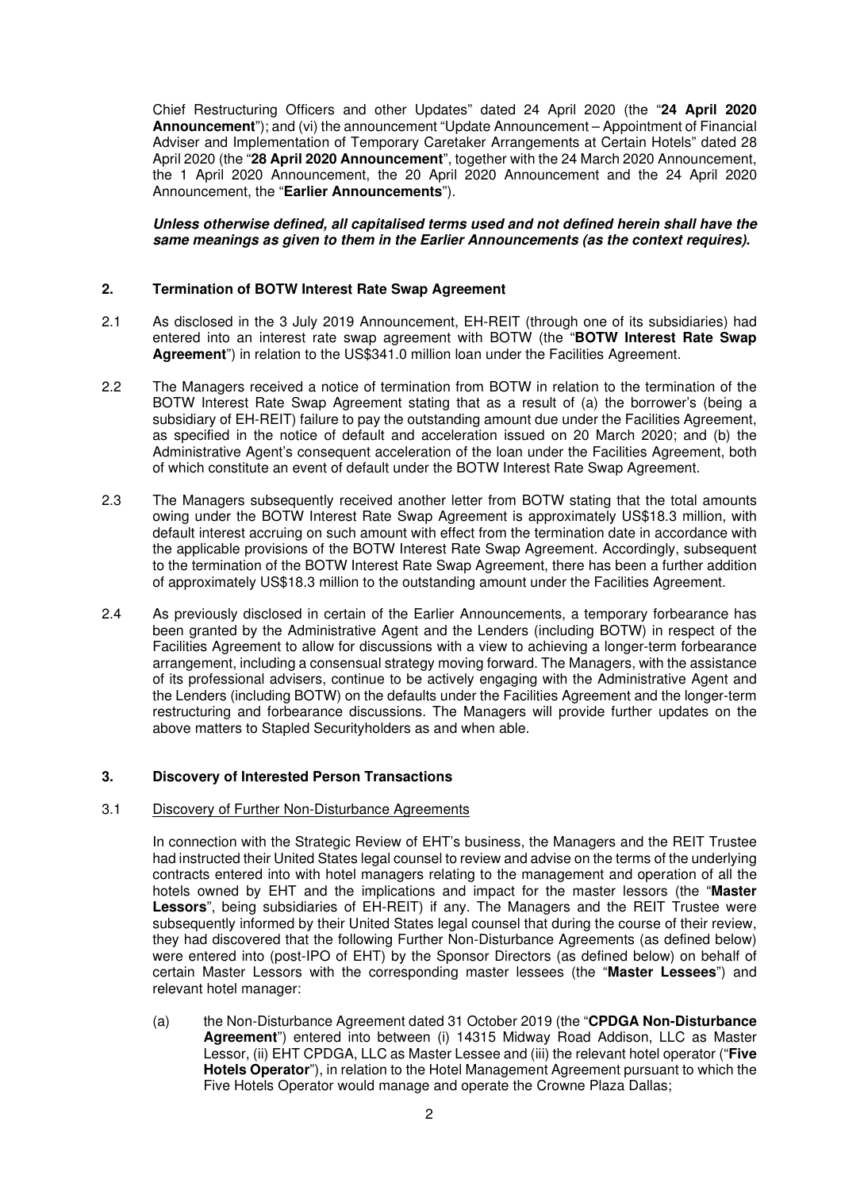Chief Restructuring Officers and other Updates" dated 24 April 2020 (the "**24 April 2020 Announcement**"); and (vi) the announcement "Update Announcement – Appointment of Financial Adviser and Implementation of Temporary Caretaker Arrangements at Certain Hotels" dated 28 April 2020 (the "**28 April 2020 Announcement**", together with the 24 March 2020 Announcement, the 1 April 2020 Announcement, the 20 April 2020 Announcement and the 24 April 2020 Announcement, the "**Earlier Announcements**").

***Unless otherwise defined, all capitalised terms used and not defined herein shall have the same meanings as given to them in the Earlier Announcements (as the context requires).***

## 2. Termination of BOTW Interest Rate Swap Agreement

2.1 As disclosed in the 3 July 2019 Announcement, EH-REIT (through one of its subsidiaries) had entered into an interest rate swap agreement with BOTW (the "**BOTW Interest Rate Swap Agreement**") in relation to the US$341.0 million loan under the Facilities Agreement.

2.2 The Managers received a notice of termination from BOTW in relation to the termination of the BOTW Interest Rate Swap Agreement stating that as a result of (a) the borrower's (being a subsidiary of EH-REIT) failure to pay the outstanding amount due under the Facilities Agreement, as specified in the notice of default and acceleration issued on 20 March 2020; and (b) the Administrative Agent's consequent acceleration of the loan under the Facilities Agreement, both of which constitute an event of default under the BOTW Interest Rate Swap Agreement.

2.3 The Managers subsequently received another letter from BOTW stating that the total amounts owing under the BOTW Interest Rate Swap Agreement is approximately US$18.3 million, with default interest accruing on such amount with effect from the termination date in accordance with the applicable provisions of the BOTW Interest Rate Swap Agreement. Accordingly, subsequent to the termination of the BOTW Interest Rate Swap Agreement, there has been a further addition of approximately US$18.3 million to the outstanding amount under the Facilities Agreement.

2.4 As previously disclosed in certain of the Earlier Announcements, a temporary forbearance has been granted by the Administrative Agent and the Lenders (including BOTW) in respect of the Facilities Agreement to allow for discussions with a view to achieving a longer-term forbearance arrangement, including a consensual strategy moving forward. The Managers, with the assistance of its professional advisers, continue to be actively engaging with the Administrative Agent and the Lenders (including BOTW) on the defaults under the Facilities Agreement and the longer-term restructuring and forbearance discussions. The Managers will provide further updates on the above matters to Stapled Securityholders as and when able.

## 3. Discovery of Interested Person Transactions

3.1 Discovery of Further Non-Disturbance Agreements

In connection with the Strategic Review of EHT's business, the Managers and the REIT Trustee had instructed their United States legal counsel to review and advise on the terms of the underlying contracts entered into with hotel managers relating to the management and operation of all the hotels owned by EHT and the implications and impact for the master lessors (the "**Master Lessors**", being subsidiaries of EH-REIT) if any. The Managers and the REIT Trustee were subsequently informed by their United States legal counsel that during the course of their review, they had discovered that the following Further Non-Disturbance Agreements (as defined below) were entered into (post-IPO of EHT) by the Sponsor Directors (as defined below) on behalf of certain Master Lessors with the corresponding master lessees (the "**Master Lessees**") and relevant hotel manager:

(a) the Non-Disturbance Agreement dated 31 October 2019 (the "**CPDGA Non-Disturbance Agreement**") entered into between (i) 14315 Midway Road Addison, LLC as Master Lessor, (ii) EHT CPDGA, LLC as Master Lessee and (iii) the relevant hotel operator ("**Five Hotels Operator**"), in relation to the Hotel Management Agreement pursuant to which the Five Hotels Operator would manage and operate the Crowne Plaza Dallas;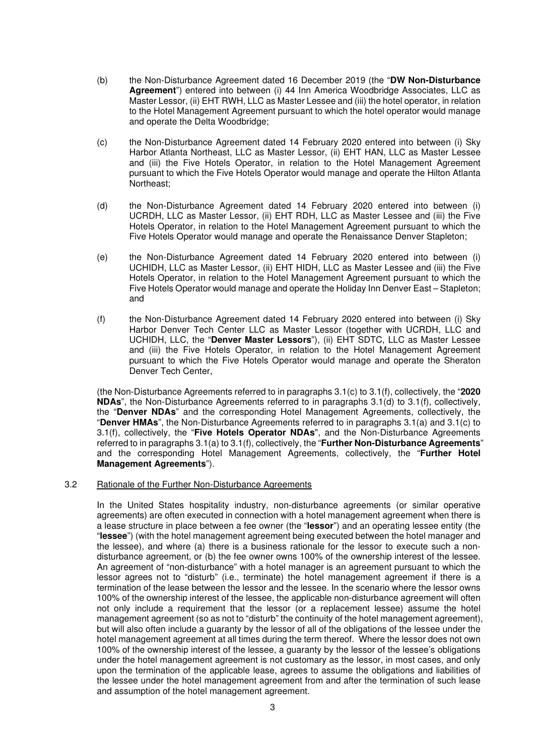(b) the Non-Disturbance Agreement dated 16 December 2019 (the "**DW Non-Disturbance Agreement**") entered into between (i) 44 Inn America Woodbridge Associates, LLC as Master Lessor, (ii) EHT RWH, LLC as Master Lessee and (iii) the hotel operator, in relation to the Hotel Management Agreement pursuant to which the hotel operator would manage and operate the Delta Woodbridge;

(c) the Non-Disturbance Agreement dated 14 February 2020 entered into between (i) Sky Harbor Atlanta Northeast, LLC as Master Lessor, (ii) EHT HAN, LLC as Master Lessee and (iii) the Five Hotels Operator, in relation to the Hotel Management Agreement pursuant to which the Five Hotels Operator would manage and operate the Hilton Atlanta Northeast;

(d) the Non-Disturbance Agreement dated 14 February 2020 entered into between (i) UCRDH, LLC as Master Lessor, (ii) EHT RDH, LLC as Master Lessee and (iii) the Five Hotels Operator, in relation to the Hotel Management Agreement pursuant to which the Five Hotels Operator would manage and operate the Renaissance Denver Stapleton;

(e) the Non-Disturbance Agreement dated 14 February 2020 entered into between (i) UCHIDH, LLC as Master Lessor, (ii) EHT HIDH, LLC as Master Lessee and (iii) the Five Hotels Operator, in relation to the Hotel Management Agreement pursuant to which the Five Hotels Operator would manage and operate the Holiday Inn Denver East – Stapleton; and

(f) the Non-Disturbance Agreement dated 14 February 2020 entered into between (i) Sky Harbor Denver Tech Center LLC as Master Lessor (together with UCRDH, LLC and UCHIDH, LLC, the "**Denver Master Lessors**"), (ii) EHT SDTC, LLC as Master Lessee and (iii) the Five Hotels Operator, in relation to the Hotel Management Agreement pursuant to which the Five Hotels Operator would manage and operate the Sheraton Denver Tech Center,

(the Non-Disturbance Agreements referred to in paragraphs 3.1(c) to 3.1(f), collectively, the "**2020 NDAs**", the Non-Disturbance Agreements referred to in paragraphs 3.1(d) to 3.1(f), collectively, the "**Denver NDAs**" and the corresponding Hotel Management Agreements, collectively, the "**Denver HMAs**", the Non-Disturbance Agreements referred to in paragraphs 3.1(a) and 3.1(c) to 3.1(f), collectively, the "**Five Hotels Operator NDAs**", and the Non-Disturbance Agreements referred to in paragraphs 3.1(a) to 3.1(f), collectively, the "**Further Non-Disturbance Agreements**" and the corresponding Hotel Management Agreements, collectively, the "**Further Hotel Management Agreements**").

3.2 Rationale of the Further Non-Disturbance Agreements

In the United States hospitality industry, non-disturbance agreements (or similar operative agreements) are often executed in connection with a hotel management agreement when there is a lease structure in place between a fee owner (the "**lessor**") and an operating lessee entity (the "**lessee**") (with the hotel management agreement being executed between the hotel manager and the lessee), and where (a) there is a business rationale for the lessor to execute such a non-disturbance agreement, or (b) the fee owner owns 100% of the ownership interest of the lessee. An agreement of "non-disturbance" with a hotel manager is an agreement pursuant to which the lessor agrees not to "disturb" (i.e., terminate) the hotel management agreement if there is a termination of the lease between the lessor and the lessee. In the scenario where the lessor owns 100% of the ownership interest of the lessee, the applicable non-disturbance agreement will often not only include a requirement that the lessor (or a replacement lessee) assume the hotel management agreement (so as not to "disturb" the continuity of the hotel management agreement), but will also often include a guaranty by the lessor of all of the obligations of the lessee under the hotel management agreement at all times during the term thereof. Where the lessor does not own 100% of the ownership interest of the lessee, a guaranty by the lessor of the lessee's obligations under the hotel management agreement is not customary as the lessor, in most cases, and only upon the termination of the applicable lease, agrees to assume the obligations and liabilities of the lessee under the hotel management agreement from and after the termination of such lease and assumption of the hotel management agreement.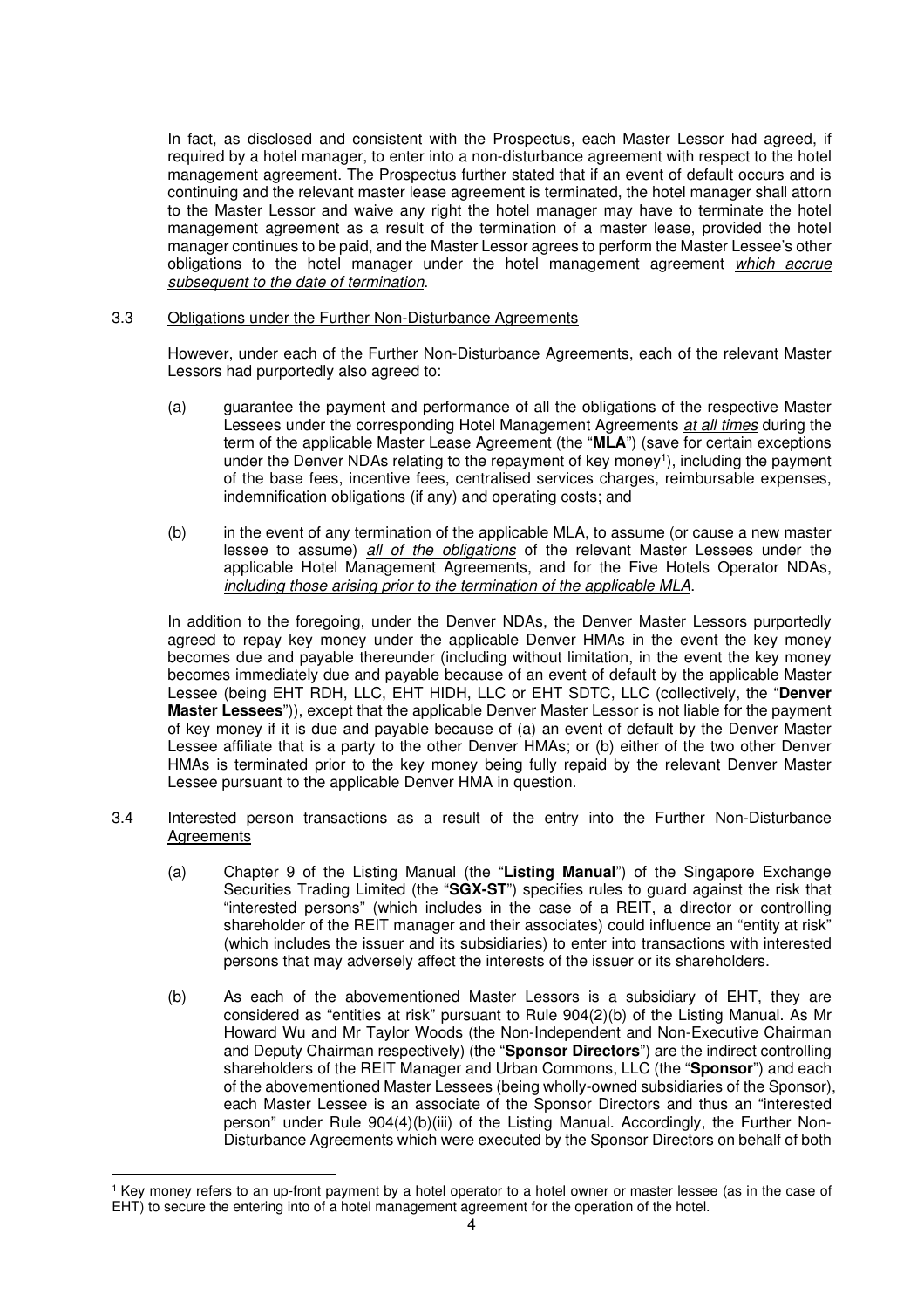In fact, as disclosed and consistent with the Prospectus, each Master Lessor had agreed, if required by a hotel manager, to enter into a non-disturbance agreement with respect to the hotel management agreement. The Prospectus further stated that if an event of default occurs and is continuing and the relevant master lease agreement is terminated, the hotel manager shall attorn to the Master Lessor and waive any right the hotel manager may have to terminate the hotel management agreement as a result of the termination of a master lease, provided the hotel manager continues to be paid, and the Master Lessor agrees to perform the Master Lessee's other obligations to the hotel manager under the hotel management agreement *which accrue subsequent to the date of termination*.

3.3 Obligations under the Further Non-Disturbance Agreements

However, under each of the Further Non-Disturbance Agreements, each of the relevant Master Lessors had purportedly also agreed to:

(a) guarantee the payment and performance of all the obligations of the respective Master Lessees under the corresponding Hotel Management Agreements *at all times* during the term of the applicable Master Lease Agreement (the "**MLA**") (save for certain exceptions under the Denver NDAs relating to the repayment of key money[1]), including the payment of the base fees, incentive fees, centralised services charges, reimbursable expenses, indemnification obligations (if any) and operating costs; and

(b) in the event of any termination of the applicable MLA, to assume (or cause a new master lessee to assume) *all of the obligations* of the relevant Master Lessees under the applicable Hotel Management Agreements, and for the Five Hotels Operator NDAs, *including those arising prior to the termination of the applicable MLA*.

In addition to the foregoing, under the Denver NDAs, the Denver Master Lessors purportedly agreed to repay key money under the applicable Denver HMAs in the event the key money becomes due and payable thereunder (including without limitation, in the event the key money becomes immediately due and payable because of an event of default by the applicable Master Lessee (being EHT RDH, LLC, EHT HIDH, LLC or EHT SDTC, LLC (collectively, the "**Denver Master Lessees**")), except that the applicable Denver Master Lessor is not liable for the payment of key money if it is due and payable because of (a) an event of default by the Denver Master Lessee affiliate that is a party to the other Denver HMAs; or (b) either of the two other Denver HMAs is terminated prior to the key money being fully repaid by the relevant Denver Master Lessee pursuant to the applicable Denver HMA in question.

3.4 Interested person transactions as a result of the entry into the Further Non-Disturbance Agreements

(a) Chapter 9 of the Listing Manual (the "**Listing Manual**") of the Singapore Exchange Securities Trading Limited (the "**SGX-ST**") specifies rules to guard against the risk that "interested persons" (which includes in the case of a REIT, a director or controlling shareholder of the REIT manager and their associates) could influence an "entity at risk" (which includes the issuer and its subsidiaries) to enter into transactions with interested persons that may adversely affect the interests of the issuer or its shareholders.

(b) As each of the abovementioned Master Lessors is a subsidiary of EHT, they are considered as "entities at risk" pursuant to Rule 904(2)(b) of the Listing Manual. As Mr Howard Wu and Mr Taylor Woods (the Non-Independent and Non-Executive Chairman and Deputy Chairman respectively) (the "**Sponsor Directors**") are the indirect controlling shareholders of the REIT Manager and Urban Commons, LLC (the "**Sponsor**") and each of the abovementioned Master Lessees (being wholly-owned subsidiaries of the Sponsor), each Master Lessee is an associate of the Sponsor Directors and thus an "interested person" under Rule 904(4)(b)(iii) of the Listing Manual. Accordingly, the Further Non-Disturbance Agreements which were executed by the Sponsor Directors on behalf of both

---

[1] Key money refers to an up-front payment by a hotel operator to a hotel owner or master lessee (as in the case of EHT) to secure the entering into of a hotel management agreement for the operation of the hotel.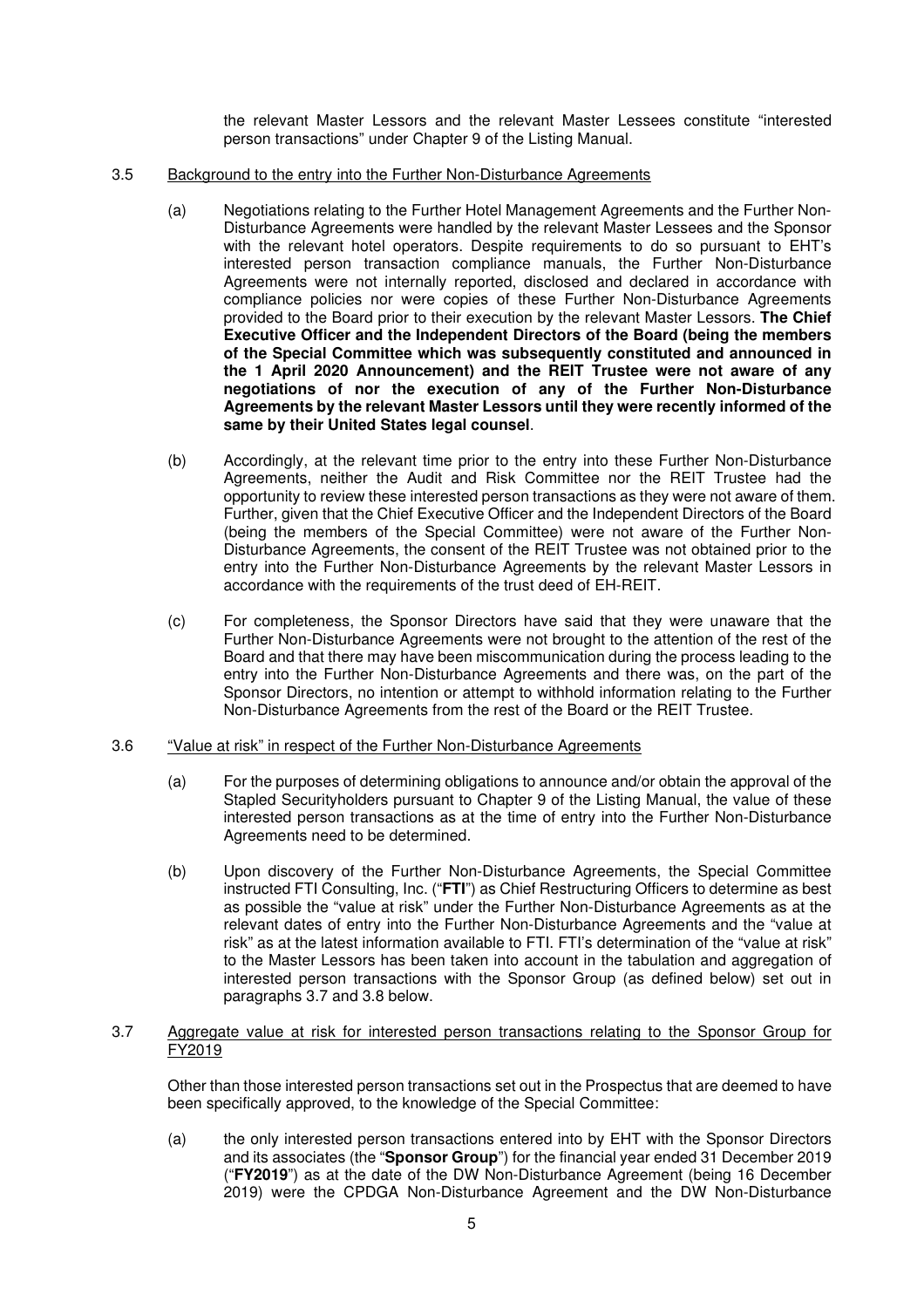the relevant Master Lessors and the relevant Master Lessees constitute "interested person transactions" under Chapter 9 of the Listing Manual.

3.5 Background to the entry into the Further Non-Disturbance Agreements

(a) Negotiations relating to the Further Hotel Management Agreements and the Further Non-Disturbance Agreements were handled by the relevant Master Lessees and the Sponsor with the relevant hotel operators. Despite requirements to do so pursuant to EHT's interested person transaction compliance manuals, the Further Non-Disturbance Agreements were not internally reported, disclosed and declared in accordance with compliance policies nor were copies of these Further Non-Disturbance Agreements provided to the Board prior to their execution by the relevant Master Lessors. **The Chief Executive Officer and the Independent Directors of the Board (being the members of the Special Committee which was subsequently constituted and announced in the 1 April 2020 Announcement) and the REIT Trustee were not aware of any negotiations of nor the execution of any of the Further Non-Disturbance Agreements by the relevant Master Lessors until they were recently informed of the same by their United States legal counsel**.

(b) Accordingly, at the relevant time prior to the entry into these Further Non-Disturbance Agreements, neither the Audit and Risk Committee nor the REIT Trustee had the opportunity to review these interested person transactions as they were not aware of them. Further, given that the Chief Executive Officer and the Independent Directors of the Board (being the members of the Special Committee) were not aware of the Further Non-Disturbance Agreements, the consent of the REIT Trustee was not obtained prior to the entry into the Further Non-Disturbance Agreements by the relevant Master Lessors in accordance with the requirements of the trust deed of EH-REIT.

(c) For completeness, the Sponsor Directors have said that they were unaware that the Further Non-Disturbance Agreements were not brought to the attention of the rest of the Board and that there may have been miscommunication during the process leading to the entry into the Further Non-Disturbance Agreements and there was, on the part of the Sponsor Directors, no intention or attempt to withhold information relating to the Further Non-Disturbance Agreements from the rest of the Board or the REIT Trustee.

3.6 "Value at risk" in respect of the Further Non-Disturbance Agreements

(a) For the purposes of determining obligations to announce and/or obtain the approval of the Stapled Securityholders pursuant to Chapter 9 of the Listing Manual, the value of these interested person transactions as at the time of entry into the Further Non-Disturbance Agreements need to be determined.

(b) Upon discovery of the Further Non-Disturbance Agreements, the Special Committee instructed FTI Consulting, Inc. ("**FTI**") as Chief Restructuring Officers to determine as best as possible the "value at risk" under the Further Non-Disturbance Agreements as at the relevant dates of entry into the Further Non-Disturbance Agreements and the "value at risk" as at the latest information available to FTI. FTI's determination of the "value at risk" to the Master Lessors has been taken into account in the tabulation and aggregation of interested person transactions with the Sponsor Group (as defined below) set out in paragraphs 3.7 and 3.8 below.

3.7 Aggregate value at risk for interested person transactions relating to the Sponsor Group for FY2019

Other than those interested person transactions set out in the Prospectus that are deemed to have been specifically approved, to the knowledge of the Special Committee:

(a) the only interested person transactions entered into by EHT with the Sponsor Directors and its associates (the "**Sponsor Group**") for the financial year ended 31 December 2019 ("**FY2019**") as at the date of the DW Non-Disturbance Agreement (being 16 December 2019) were the CPDGA Non-Disturbance Agreement and the DW Non-Disturbance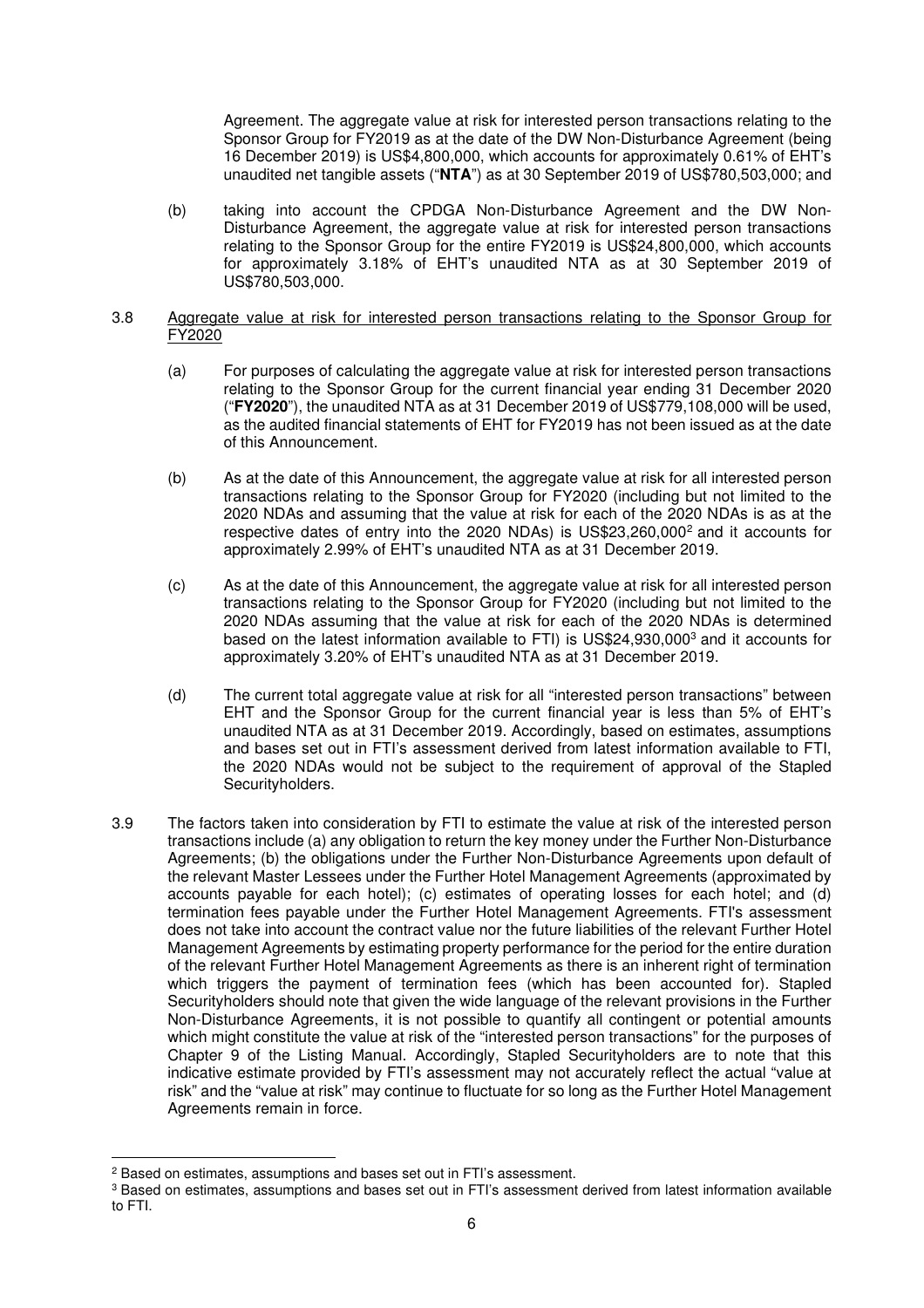Agreement. The aggregate value at risk for interested person transactions relating to the Sponsor Group for FY2019 as at the date of the DW Non-Disturbance Agreement (being 16 December 2019) is US$4,800,000, which accounts for approximately 0.61% of EHT's unaudited net tangible assets ("**NTA**") as at 30 September 2019 of US$780,503,000; and

(b) taking into account the CPDGA Non-Disturbance Agreement and the DW Non-Disturbance Agreement, the aggregate value at risk for interested person transactions relating to the Sponsor Group for the entire FY2019 is US$24,800,000, which accounts for approximately 3.18% of EHT's unaudited NTA as at 30 September 2019 of US$780,503,000.

3.8 Aggregate value at risk for interested person transactions relating to the Sponsor Group for FY2020

(a) For purposes of calculating the aggregate value at risk for interested person transactions relating to the Sponsor Group for the current financial year ending 31 December 2020 ("**FY2020**"), the unaudited NTA as at 31 December 2019 of US$779,108,000 will be used, as the audited financial statements of EHT for FY2019 has not been issued as at the date of this Announcement.

(b) As at the date of this Announcement, the aggregate value at risk for all interested person transactions relating to the Sponsor Group for FY2020 (including but not limited to the 2020 NDAs and assuming that the value at risk for each of the 2020 NDAs is as at the respective dates of entry into the 2020 NDAs) is US$23,260,000[2] and it accounts for approximately 2.99% of EHT's unaudited NTA as at 31 December 2019.

(c) As at the date of this Announcement, the aggregate value at risk for all interested person transactions relating to the Sponsor Group for FY2020 (including but not limited to the 2020 NDAs assuming that the value at risk for each of the 2020 NDAs is determined based on the latest information available to FTI) is US$24,930,000[3] and it accounts for approximately 3.20% of EHT's unaudited NTA as at 31 December 2019.

(d) The current total aggregate value at risk for all "interested person transactions" between EHT and the Sponsor Group for the current financial year is less than 5% of EHT's unaudited NTA as at 31 December 2019. Accordingly, based on estimates, assumptions and bases set out in FTI's assessment derived from latest information available to FTI, the 2020 NDAs would not be subject to the requirement of approval of the Stapled Securityholders.

3.9 The factors taken into consideration by FTI to estimate the value at risk of the interested person transactions include (a) any obligation to return the key money under the Further Non-Disturbance Agreements; (b) the obligations under the Further Non-Disturbance Agreements upon default of the relevant Master Lessees under the Further Hotel Management Agreements (approximated by accounts payable for each hotel); (c) estimates of operating losses for each hotel; and (d) termination fees payable under the Further Hotel Management Agreements. FTI's assessment does not take into account the contract value nor the future liabilities of the relevant Further Hotel Management Agreements by estimating property performance for the period for the entire duration of the relevant Further Hotel Management Agreements as there is an inherent right of termination which triggers the payment of termination fees (which has been accounted for). Stapled Securityholders should note that given the wide language of the relevant provisions in the Further Non-Disturbance Agreements, it is not possible to quantify all contingent or potential amounts which might constitute the value at risk of the "interested person transactions" for the purposes of Chapter 9 of the Listing Manual. Accordingly, Stapled Securityholders are to note that this indicative estimate provided by FTI's assessment may not accurately reflect the actual "value at risk" and the "value at risk" may continue to fluctuate for so long as the Further Hotel Management Agreements remain in force.

---

[2] Based on estimates, assumptions and bases set out in FTI's assessment.

[3] Based on estimates, assumptions and bases set out in FTI's assessment derived from latest information available to FTI.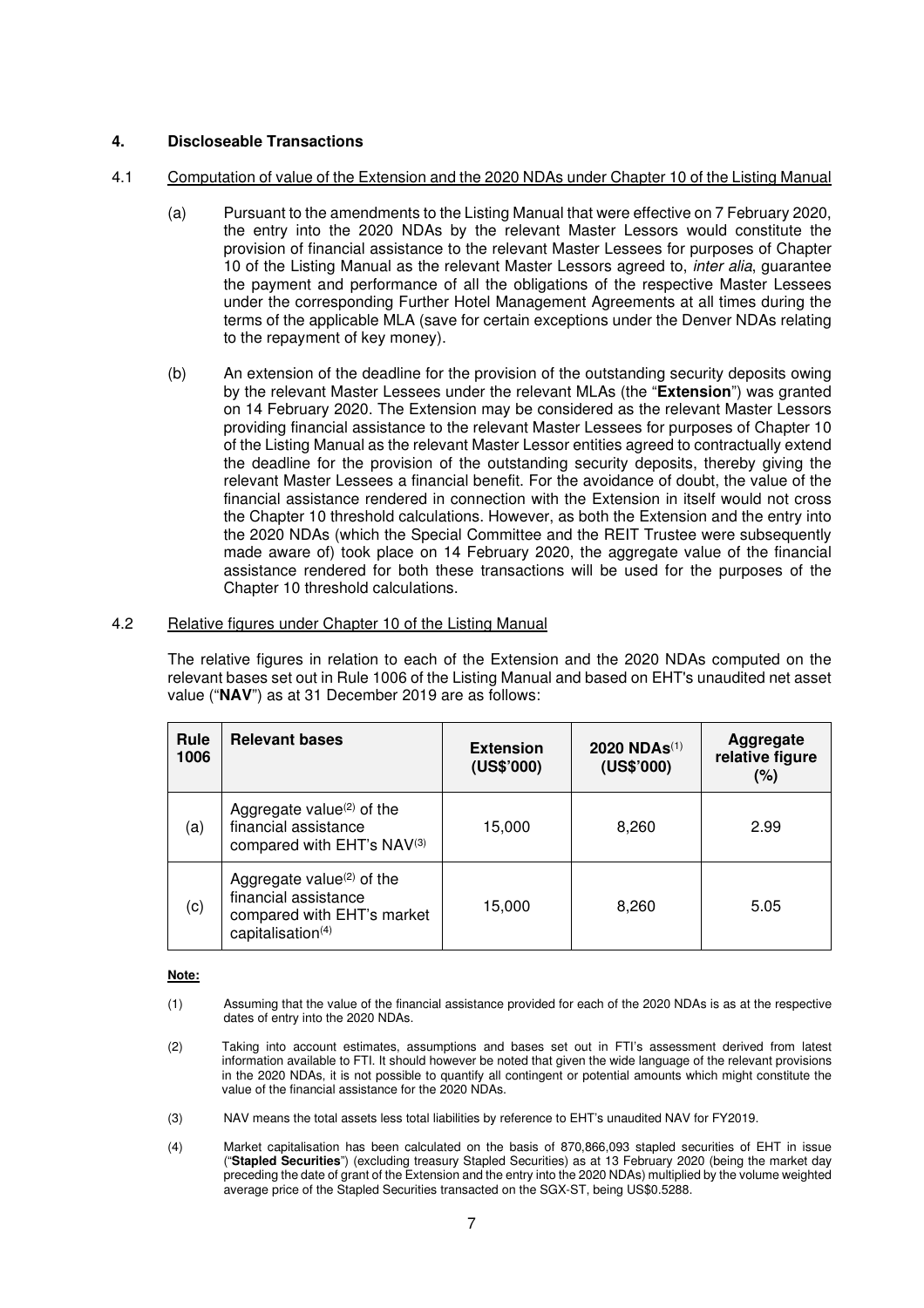## 4. Discloseable Transactions

4.1 Computation of value of the Extension and the 2020 NDAs under Chapter 10 of the Listing Manual

(a) Pursuant to the amendments to the Listing Manual that were effective on 7 February 2020, the entry into the 2020 NDAs by the relevant Master Lessors would constitute the provision of financial assistance to the relevant Master Lessees for purposes of Chapter 10 of the Listing Manual as the relevant Master Lessors agreed to, *inter alia*, guarantee the payment and performance of all the obligations of the respective Master Lessees under the corresponding Further Hotel Management Agreements at all times during the terms of the applicable MLA (save for certain exceptions under the Denver NDAs relating to the repayment of key money).

(b) An extension of the deadline for the provision of the outstanding security deposits owing by the relevant Master Lessees under the relevant MLAs (the "**Extension**") was granted on 14 February 2020. The Extension may be considered as the relevant Master Lessors providing financial assistance to the relevant Master Lessees for purposes of Chapter 10 of the Listing Manual as the relevant Master Lessor entities agreed to contractually extend the deadline for the provision of the outstanding security deposits, thereby giving the relevant Master Lessees a financial benefit. For the avoidance of doubt, the value of the financial assistance rendered in connection with the Extension in itself would not cross the Chapter 10 threshold calculations. However, as both the Extension and the entry into the 2020 NDAs (which the Special Committee and the REIT Trustee were subsequently made aware of) took place on 14 February 2020, the aggregate value of the financial assistance rendered for both these transactions will be used for the purposes of the Chapter 10 threshold calculations.

4.2 Relative figures under Chapter 10 of the Listing Manual

The relative figures in relation to each of the Extension and the 2020 NDAs computed on the relevant bases set out in Rule 1006 of the Listing Manual and based on EHT's unaudited net asset value ("**NAV**") as at 31 December 2019 are as follows:

| Rule 1006 | Relevant bases | Extension (US$'000) | 2020 NDAs[1] (US$'000) | Aggregate relative figure (%) |
|---|---|---|---|---|
| (a) | Aggregate value[2] of the financial assistance compared with EHT's NAV[3] | 15,000 | 8,260 | 2.99 |
| (c) | Aggregate value[2] of the financial assistance compared with EHT's market capitalisation[4] | 15,000 | 8,260 | 5.05 |

**Note:**

(1) Assuming that the value of the financial assistance provided for each of the 2020 NDAs is as at the respective dates of entry into the 2020 NDAs.

(2) Taking into account estimates, assumptions and bases set out in FTI's assessment derived from latest information available to FTI. It should however be noted that given the wide language of the relevant provisions in the 2020 NDAs, it is not possible to quantify all contingent or potential amounts which might constitute the value of the financial assistance for the 2020 NDAs.

(3) NAV means the total assets less total liabilities by reference to EHT's unaudited NAV for FY2019.

(4) Market capitalisation has been calculated on the basis of 870,866,093 stapled securities of EHT in issue ("**Stapled Securities**") (excluding treasury Stapled Securities) as at 13 February 2020 (being the market day preceding the date of grant of the Extension and the entry into the 2020 NDAs) multiplied by the volume weighted average price of the Stapled Securities transacted on the SGX-ST, being US$0.5288.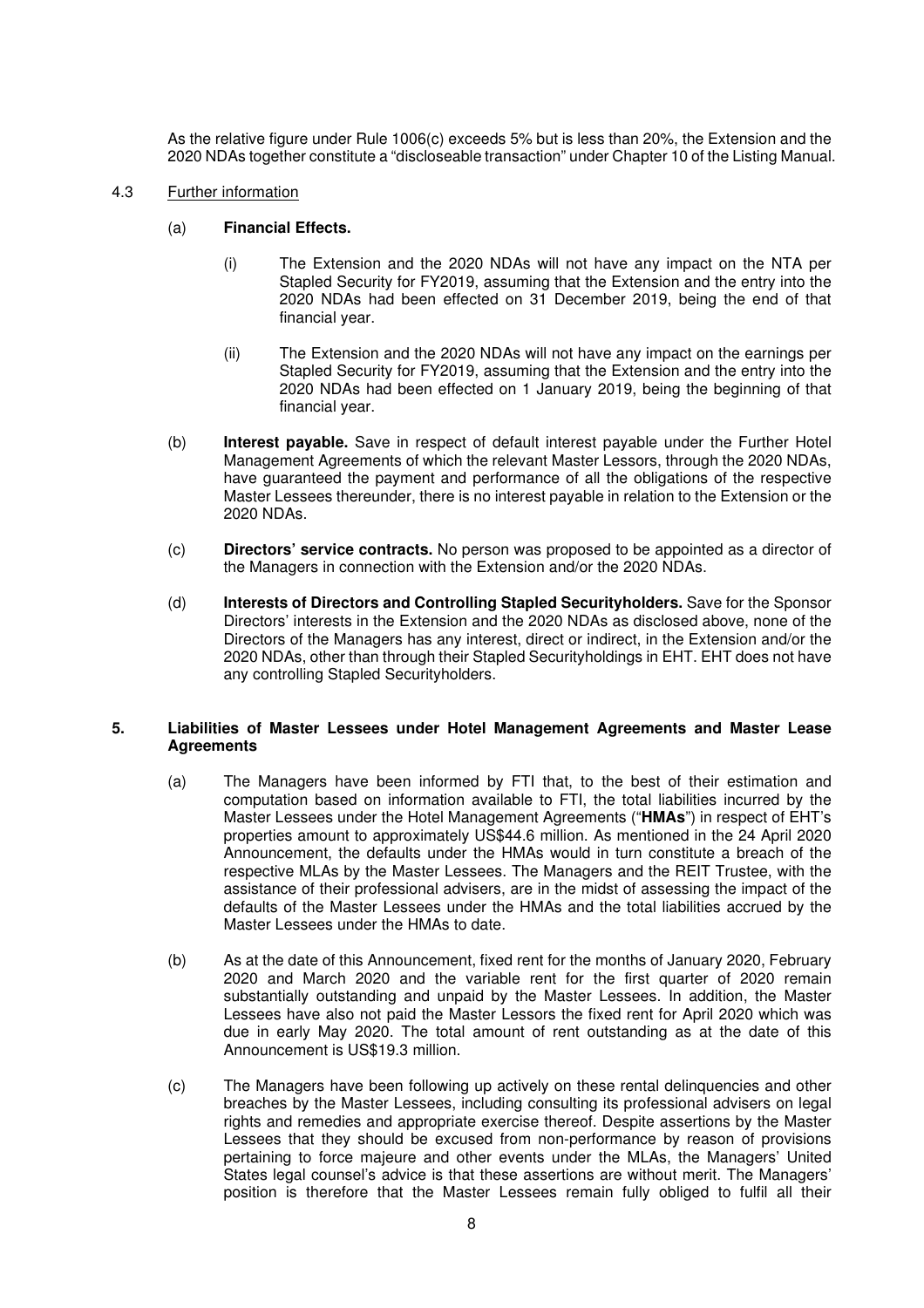As the relative figure under Rule 1006(c) exceeds 5% but is less than 20%, the Extension and the 2020 NDAs together constitute a "discloseable transaction" under Chapter 10 of the Listing Manual.

4.3 Further information

(a) **Financial Effects.**

(i) The Extension and the 2020 NDAs will not have any impact on the NTA per Stapled Security for FY2019, assuming that the Extension and the entry into the 2020 NDAs had been effected on 31 December 2019, being the end of that financial year.

(ii) The Extension and the 2020 NDAs will not have any impact on the earnings per Stapled Security for FY2019, assuming that the Extension and the entry into the 2020 NDAs had been effected on 1 January 2019, being the beginning of that financial year.

(b) **Interest payable.** Save in respect of default interest payable under the Further Hotel Management Agreements of which the relevant Master Lessors, through the 2020 NDAs, have guaranteed the payment and performance of all the obligations of the respective Master Lessees thereunder, there is no interest payable in relation to the Extension or the 2020 NDAs.

(c) **Directors' service contracts.** No person was proposed to be appointed as a director of the Managers in connection with the Extension and/or the 2020 NDAs.

(d) **Interests of Directors and Controlling Stapled Securityholders.** Save for the Sponsor Directors' interests in the Extension and the 2020 NDAs as disclosed above, none of the Directors of the Managers has any interest, direct or indirect, in the Extension and/or the 2020 NDAs, other than through their Stapled Securityholdings in EHT. EHT does not have any controlling Stapled Securityholders.

## 5. Liabilities of Master Lessees under Hotel Management Agreements and Master Lease Agreements

(a) The Managers have been informed by FTI that, to the best of their estimation and computation based on information available to FTI, the total liabilities incurred by the Master Lessees under the Hotel Management Agreements ("**HMAs**") in respect of EHT's properties amount to approximately US$44.6 million. As mentioned in the 24 April 2020 Announcement, the defaults under the HMAs would in turn constitute a breach of the respective MLAs by the Master Lessees. The Managers and the REIT Trustee, with the assistance of their professional advisers, are in the midst of assessing the impact of the defaults of the Master Lessees under the HMAs and the total liabilities accrued by the Master Lessees under the HMAs to date.

(b) As at the date of this Announcement, fixed rent for the months of January 2020, February 2020 and March 2020 and the variable rent for the first quarter of 2020 remain substantially outstanding and unpaid by the Master Lessees. In addition, the Master Lessees have also not paid the Master Lessors the fixed rent for April 2020 which was due in early May 2020. The total amount of rent outstanding as at the date of this Announcement is US$19.3 million.

(c) The Managers have been following up actively on these rental delinquencies and other breaches by the Master Lessees, including consulting its professional advisers on legal rights and remedies and appropriate exercise thereof. Despite assertions by the Master Lessees that they should be excused from non-performance by reason of provisions pertaining to force majeure and other events under the MLAs, the Managers' United States legal counsel's advice is that these assertions are without merit. The Managers' position is therefore that the Master Lessees remain fully obliged to fulfil all their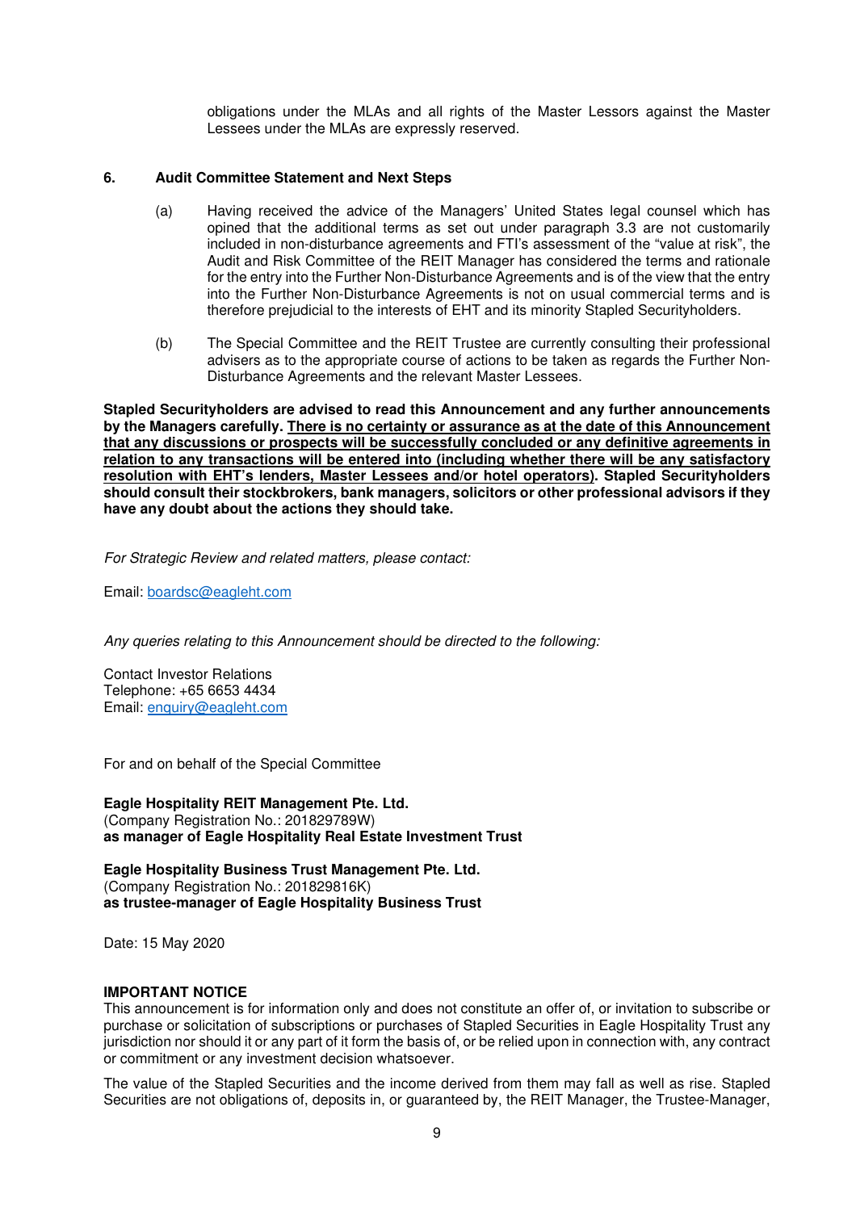obligations under the MLAs and all rights of the Master Lessors against the Master Lessees under the MLAs are expressly reserved.

## 6. Audit Committee Statement and Next Steps

(a) Having received the advice of the Managers' United States legal counsel which has opined that the additional terms as set out under paragraph 3.3 are not customarily included in non-disturbance agreements and FTI's assessment of the "value at risk", the Audit and Risk Committee of the REIT Manager has considered the terms and rationale for the entry into the Further Non-Disturbance Agreements and is of the view that the entry into the Further Non-Disturbance Agreements is not on usual commercial terms and is therefore prejudicial to the interests of EHT and its minority Stapled Securityholders.

(b) The Special Committee and the REIT Trustee are currently consulting their professional advisers as to the appropriate course of actions to be taken as regards the Further Non-Disturbance Agreements and the relevant Master Lessees.

**Stapled Securityholders are advised to read this Announcement and any further announcements by the Managers carefully. <u>There is no certainty or assurance as at the date of this Announcement that any discussions or prospects will be successfully concluded or any definitive agreements in relation to any transactions will be entered into (including whether there will be any satisfactory resolution with EHT's lenders, Master Lessees and/or hotel operators)</u>. Stapled Securityholders should consult their stockbrokers, bank managers, solicitors or other professional advisors if they have any doubt about the actions they should take.**

*For Strategic Review and related matters, please contact:*

Email: boardsc@eagleht.com

*Any queries relating to this Announcement should be directed to the following:*

Contact Investor Relations
Telephone: +65 6653 4434
Email: enquiry@eagleht.com

For and on behalf of the Special Committee

**Eagle Hospitality REIT Management Pte. Ltd.**
(Company Registration No.: 201829789W)
**as manager of Eagle Hospitality Real Estate Investment Trust**

**Eagle Hospitality Business Trust Management Pte. Ltd.**
(Company Registration No.: 201829816K)
**as trustee-manager of Eagle Hospitality Business Trust**

Date: 15 May 2020

**IMPORTANT NOTICE**

This announcement is for information only and does not constitute an offer of, or invitation to subscribe or purchase or solicitation of subscriptions or purchases of Stapled Securities in Eagle Hospitality Trust any jurisdiction nor should it or any part of it form the basis of, or be relied upon in connection with, any contract or commitment or any investment decision whatsoever.

The value of the Stapled Securities and the income derived from them may fall as well as rise. Stapled Securities are not obligations of, deposits in, or guaranteed by, the REIT Manager, the Trustee-Manager,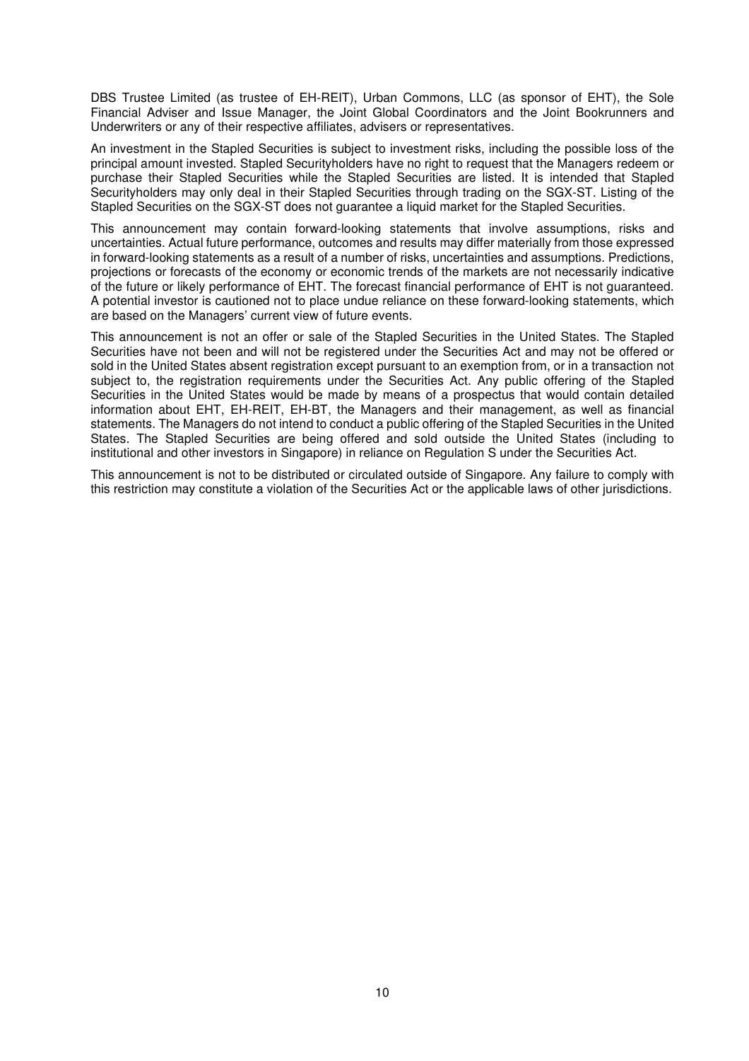DBS Trustee Limited (as trustee of EH-REIT), Urban Commons, LLC (as sponsor of EHT), the Sole Financial Adviser and Issue Manager, the Joint Global Coordinators and the Joint Bookrunners and Underwriters or any of their respective affiliates, advisers or representatives.

An investment in the Stapled Securities is subject to investment risks, including the possible loss of the principal amount invested. Stapled Securityholders have no right to request that the Managers redeem or purchase their Stapled Securities while the Stapled Securities are listed. It is intended that Stapled Securityholders may only deal in their Stapled Securities through trading on the SGX-ST. Listing of the Stapled Securities on the SGX-ST does not guarantee a liquid market for the Stapled Securities.

This announcement may contain forward-looking statements that involve assumptions, risks and uncertainties. Actual future performance, outcomes and results may differ materially from those expressed in forward-looking statements as a result of a number of risks, uncertainties and assumptions. Predictions, projections or forecasts of the economy or economic trends of the markets are not necessarily indicative of the future or likely performance of EHT. The forecast financial performance of EHT is not guaranteed. A potential investor is cautioned not to place undue reliance on these forward-looking statements, which are based on the Managers' current view of future events.

This announcement is not an offer or sale of the Stapled Securities in the United States. The Stapled Securities have not been and will not be registered under the Securities Act and may not be offered or sold in the United States absent registration except pursuant to an exemption from, or in a transaction not subject to, the registration requirements under the Securities Act. Any public offering of the Stapled Securities in the United States would be made by means of a prospectus that would contain detailed information about EHT, EH-REIT, EH-BT, the Managers and their management, as well as financial statements. The Managers do not intend to conduct a public offering of the Stapled Securities in the United States. The Stapled Securities are being offered and sold outside the United States (including to institutional and other investors in Singapore) in reliance on Regulation S under the Securities Act.

This announcement is not to be distributed or circulated outside of Singapore. Any failure to comply with this restriction may constitute a violation of the Securities Act or the applicable laws of other jurisdictions.